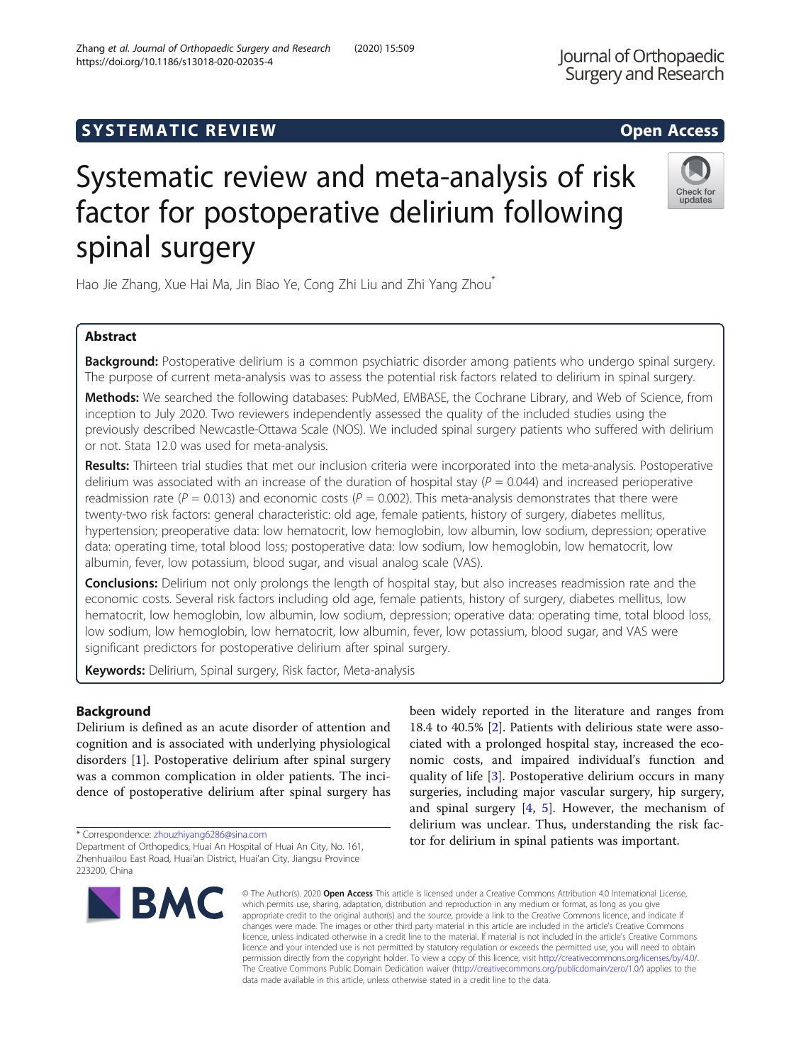SYSTEMATIC REVIEW

Open Access

# Systematic review and meta-analysis of risk factor for postoperative delirium following spinal surgery

Hao Jie Zhang, Xue Hai Ma, Jin Biao Ye, Cong Zhi Liu and Zhi Yang Zhou*

## Abstract

**Background:** Postoperative delirium is a common psychiatric disorder among patients who undergo spinal surgery. The purpose of current meta-analysis was to assess the potential risk factors related to delirium in spinal surgery.

**Methods:** We searched the following databases: PubMed, EMBASE, the Cochrane Library, and Web of Science, from inception to July 2020. Two reviewers independently assessed the quality of the included studies using the previously described Newcastle-Ottawa Scale (NOS). We included spinal surgery patients who suffered with delirium or not. Stata 12.0 was used for meta-analysis.

**Results:** Thirteen trial studies that met our inclusion criteria were incorporated into the meta-analysis. Postoperative delirium was associated with an increase of the duration of hospital stay ($P = 0.044$) and increased perioperative readmission rate ($P = 0.013$) and economic costs ($P = 0.002$). This meta-analysis demonstrates that there were twenty-two risk factors: general characteristic: old age, female patients, history of surgery, diabetes mellitus, hypertension; preoperative data: low hematocrit, low hemoglobin, low albumin, low sodium, depression; operative data: operating time, total blood loss; postoperative data: low sodium, low hemoglobin, low hematocrit, low albumin, fever, low potassium, blood sugar, and visual analog scale (VAS).

**Conclusions:** Delirium not only prolongs the length of hospital stay, but also increases readmission rate and the economic costs. Several risk factors including old age, female patients, history of surgery, diabetes mellitus, low hematocrit, low hemoglobin, low albumin, low sodium, depression; operative data: operating time, total blood loss, low sodium, low hemoglobin, low hematocrit, low albumin, fever, low potassium, blood sugar, and VAS were significant predictors for postoperative delirium after spinal surgery.

**Keywords:** Delirium, Spinal surgery, Risk factor, Meta-analysis

## Background

Delirium is defined as an acute disorder of attention and cognition and is associated with underlying physiological disorders [1]. Postoperative delirium after spinal surgery was a common complication in older patients. The incidence of postoperative delirium after spinal surgery has been widely reported in the literature and ranges from 18.4 to 40.5% [2]. Patients with delirious state were associated with a prolonged hospital stay, increased the economic costs, and impaired individual's function and quality of life [3]. Postoperative delirium occurs in many surgeries, including major vascular surgery, hip surgery, and spinal surgery [4, 5]. However, the mechanism of delirium was unclear. Thus, understanding the risk factor for delirium in spinal patients was important.

\* Correspondence: zhouzhiyang6286@sina.com
Department of Orthopedics, Huai An Hospital of Huai An City, No. 161, Zhenhuailou East Road, Huai'an District, Huai'an City, Jiangsu Province 223200, China

© The Author(s). 2020 **Open Access** This article is licensed under a Creative Commons Attribution 4.0 International License, which permits use, sharing, adaptation, distribution and reproduction in any medium or format, as long as you give appropriate credit to the original author(s) and the source, provide a link to the Creative Commons licence, and indicate if changes were made. The images or other third party material in this article are included in the article's Creative Commons licence, unless indicated otherwise in a credit line to the material. If material is not included in the article's Creative Commons licence and your intended use is not permitted by statutory regulation or exceeds the permitted use, you will need to obtain permission directly from the copyright holder. To view a copy of this licence, visit http://creativecommons.org/licenses/by/4.0/. The Creative Commons Public Domain Dedication waiver (http://creativecommons.org/publicdomain/zero/1.0/) applies to the data made available in this article, unless otherwise stated in a credit line to the data.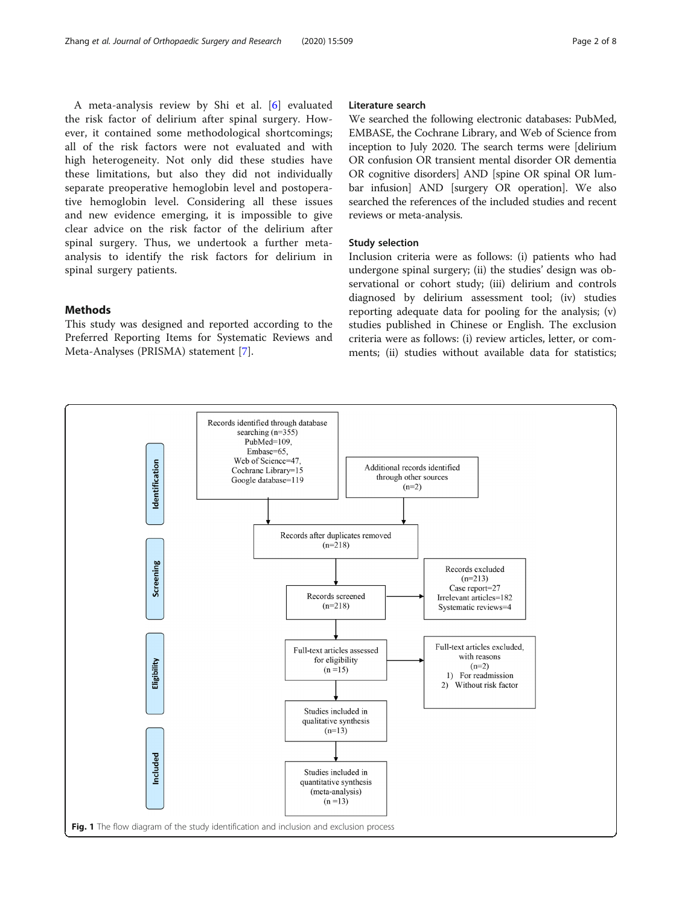A meta-analysis review by Shi et al. [6] evaluated the risk factor of delirium after spinal surgery. However, it contained some methodological shortcomings; all of the risk factors were not evaluated and with high heterogeneity. Not only did these studies have these limitations, but also they did not individually separate preoperative hemoglobin level and postoperative hemoglobin level. Considering all these issues and new evidence emerging, it is impossible to give clear advice on the risk factor of the delirium after spinal surgery. Thus, we undertook a further meta-analysis to identify the risk factors for delirium in spinal surgery patients.

## Methods

This study was designed and reported according to the Preferred Reporting Items for Systematic Reviews and Meta-Analyses (PRISMA) statement [7].

### Literature search

We searched the following electronic databases: PubMed, EMBASE, the Cochrane Library, and Web of Science from inception to July 2020. The search terms were [delirium OR confusion OR transient mental disorder OR dementia OR cognitive disorders] AND [spine OR spinal OR lumbar infusion] AND [surgery OR operation]. We also searched the references of the included studies and recent reviews or meta-analysis.

### Study selection

Inclusion criteria were as follows: (i) patients who had undergone spinal surgery; (ii) the studies' design was observational or cohort study; (iii) delirium and controls diagnosed by delirium assessment tool; (iv) studies reporting adequate data for pooling for the analysis; (v) studies published in Chinese or English. The exclusion criteria were as follows: (i) review articles, letter, or comments; (ii) studies without available data for statistics;

Identification: Records identified through database searching (n=355) PubMed=109, Embase=65, Web of Science=47, Cochrane Library=15, Google database=119; Additional records identified through other sources (n=2)

Screening: Records after duplicates removed (n=218); Records screened (n=218); Records excluded (n=213) Case report=27, Irrelevant articles=182, Systematic reviews=4

Eligibility: Full-text articles assessed for eligibility (n =15); Full-text articles excluded, with reasons (n=2) 1) For readmission 2) Without risk factor

Included: Studies included in qualitative synthesis (n=13); Studies included in quantitative synthesis (meta-analysis) (n =13)

**Fig. 1** The flow diagram of the study identification and inclusion and exclusion process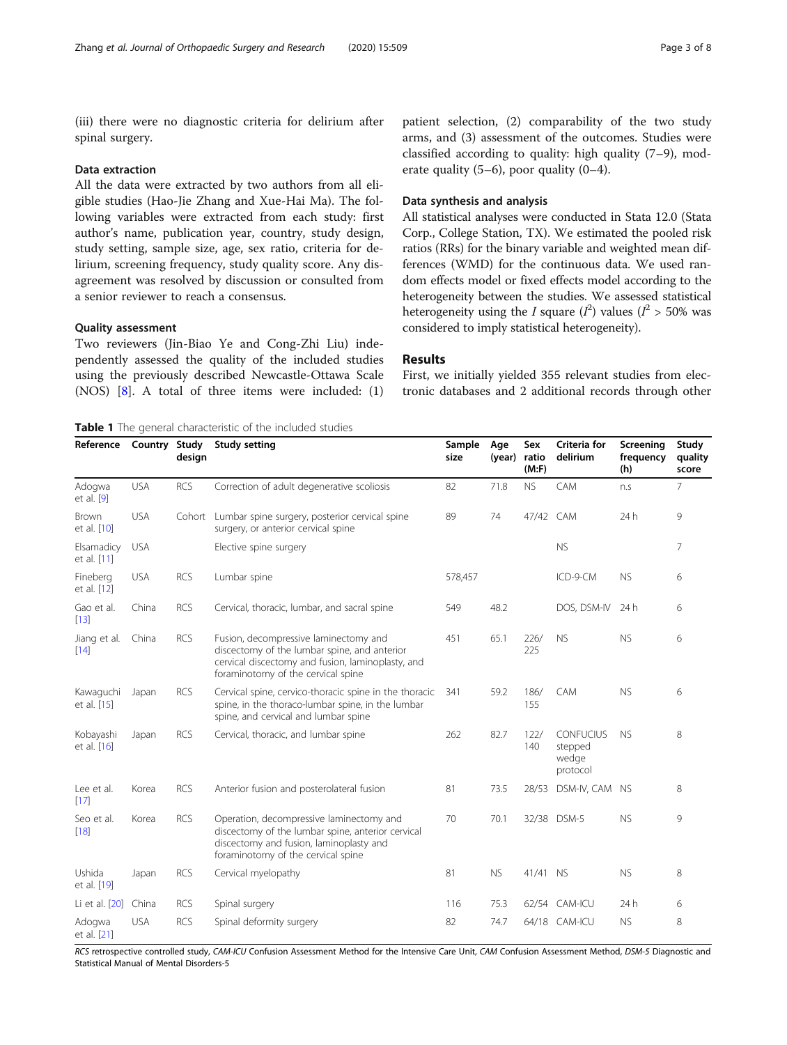(iii) there were no diagnostic criteria for delirium after spinal surgery.

### Data extraction

All the data were extracted by two authors from all eligible studies (Hao-Jie Zhang and Xue-Hai Ma). The following variables were extracted from each study: first author's name, publication year, country, study design, study setting, sample size, age, sex ratio, criteria for delirium, screening frequency, study quality score. Any disagreement was resolved by discussion or consulted from a senior reviewer to reach a consensus.

### Quality assessment

Two reviewers (Jin-Biao Ye and Cong-Zhi Liu) independently assessed the quality of the included studies using the previously described Newcastle-Ottawa Scale (NOS) [8]. A total of three items were included: (1) patient selection, (2) comparability of the two study arms, and (3) assessment of the outcomes. Studies were classified according to quality: high quality (7–9), moderate quality (5–6), poor quality (0–4).

### Data synthesis and analysis

All statistical analyses were conducted in Stata 12.0 (Stata Corp., College Station, TX). We estimated the pooled risk ratios (RRs) for the binary variable and weighted mean differences (WMD) for the continuous data. We used random effects model or fixed effects model according to the heterogeneity between the studies. We assessed statistical heterogeneity using the $I$ square ($I^2$) values ($I^2 > 50\%$ was considered to imply statistical heterogeneity).

## Results

First, we initially yielded 355 relevant studies from electronic databases and 2 additional records through other

**Table 1** The general characteristic of the included studies

| Reference | Country | Study design | Study setting | Sample size | Age (year) | Sex ratio (M:F) | Criteria for delirium | Screening frequency (h) | Study quality score |
|---|---|---|---|---|---|---|---|---|---|
| Adogwa et al. [9] | USA | RCS | Correction of adult degenerative scoliosis | 82 | 71.8 | NS | CAM | n.s | 7 |
| Brown et al. [10] | USA | Cohort | Lumbar spine surgery, posterior cervical spine surgery, or anterior cervical spine | 89 | 74 | 47/42 | CAM | 24 h | 9 |
| Elsamadicy et al. [11] | USA | | Elective spine surgery | | | | NS | | 7 |
| Fineberg et al. [12] | USA | RCS | Lumbar spine | 578,457 | | | ICD-9-CM | NS | 6 |
| Gao et al. [13] | China | RCS | Cervical, thoracic, lumbar, and sacral spine | 549 | 48.2 | | DOS, DSM-IV | 24 h | 6 |
| Jiang et al. [14] | China | RCS | Fusion, decompressive laminectomy and discectomy of the lumbar spine, and anterior cervical discectomy and fusion, laminoplasty, and foraminotomy of the cervical spine | 451 | 65.1 | 226/225 | NS | NS | 6 |
| Kawaguchi et al. [15] | Japan | RCS | Cervical spine, cervico-thoracic spine in the thoracic spine, in the thoraco-lumbar spine, in the lumbar spine, and cervical and lumbar spine | 341 | 59.2 | 186/155 | CAM | NS | 6 |
| Kobayashi et al. [16] | Japan | RCS | Cervical, thoracic, and lumbar spine | 262 | 82.7 | 122/140 | CONFUCIUS stepped wedge protocol | NS | 8 |
| Lee et al. [17] | Korea | RCS | Anterior fusion and posterolateral fusion | 81 | 73.5 | 28/53 | DSM-IV, CAM | NS | 8 |
| Seo et al. [18] | Korea | RCS | Operation, decompressive laminectomy and discectomy of the lumbar spine, anterior cervical discectomy and fusion, laminoplasty and foraminotomy of the cervical spine | 70 | 70.1 | 32/38 | DSM-5 | NS | 9 |
| Ushida et al. [19] | Japan | RCS | Cervical myelopathy | 81 | NS | 41/41 | NS | NS | 8 |
| Li et al. [20] | China | RCS | Spinal surgery | 116 | 75.3 | 62/54 | CAM-ICU | 24 h | 6 |
| Adogwa et al. [21] | USA | RCS | Spinal deformity surgery | 82 | 74.7 | 64/18 | CAM-ICU | NS | 8 |

*RCS* retrospective controlled study, *CAM-ICU* Confusion Assessment Method for the Intensive Care Unit, *CAM* Confusion Assessment Method, *DSM-5* Diagnostic and Statistical Manual of Mental Disorders-5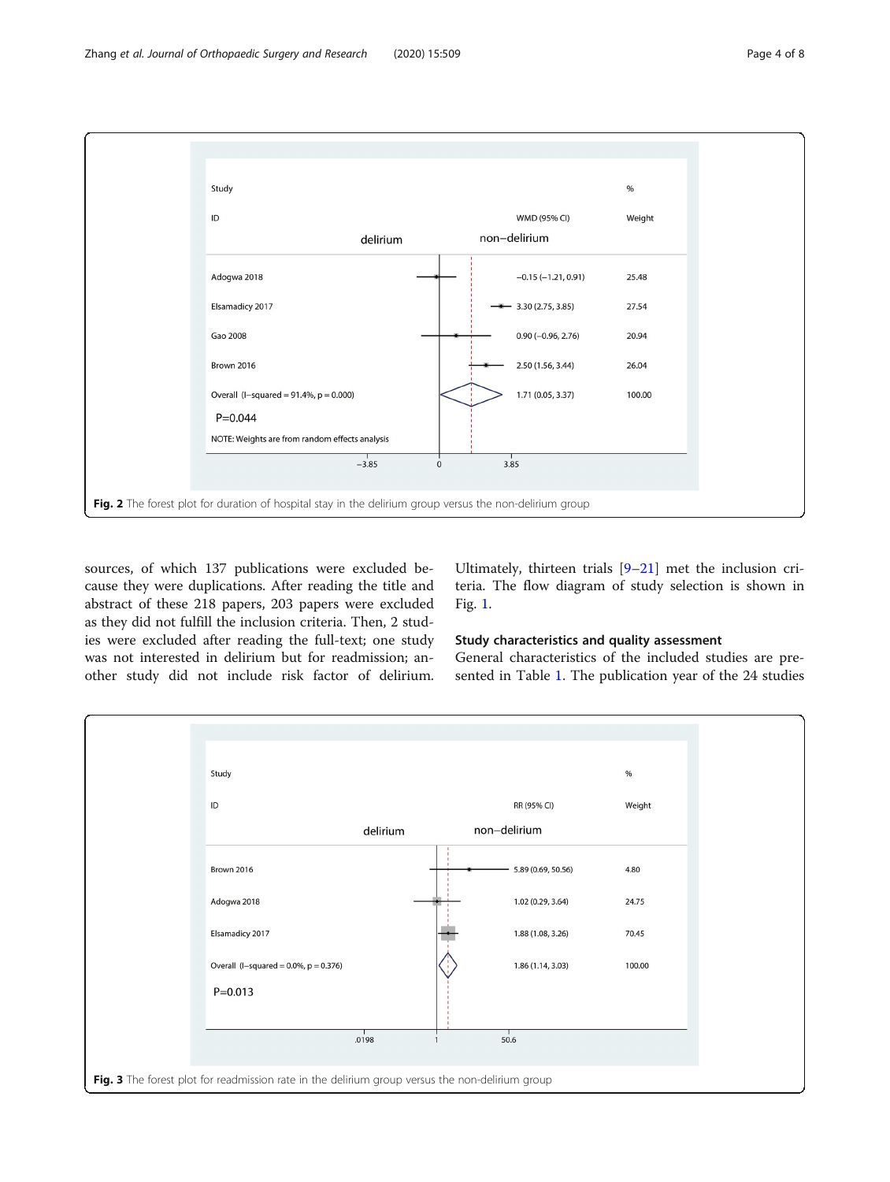Fig. 2 The forest plot for duration of hospital stay in the delirium group versus the non-delirium group

sources, of which 137 publications were excluded because they were duplications. After reading the title and abstract of these 218 papers, 203 papers were excluded as they did not fulfill the inclusion criteria. Then, 2 studies were excluded after reading the full-text; one study was not interested in delirium but for readmission; another study did not include risk factor of delirium. Ultimately, thirteen trials [9–21] met the inclusion criteria. The flow diagram of study selection is shown in Fig. 1.

### Study characteristics and quality assessment

General characteristics of the included studies are presented in Table 1. The publication year of the 24 studies

Fig. 3 The forest plot for readmission rate in the delirium group versus the non-delirium group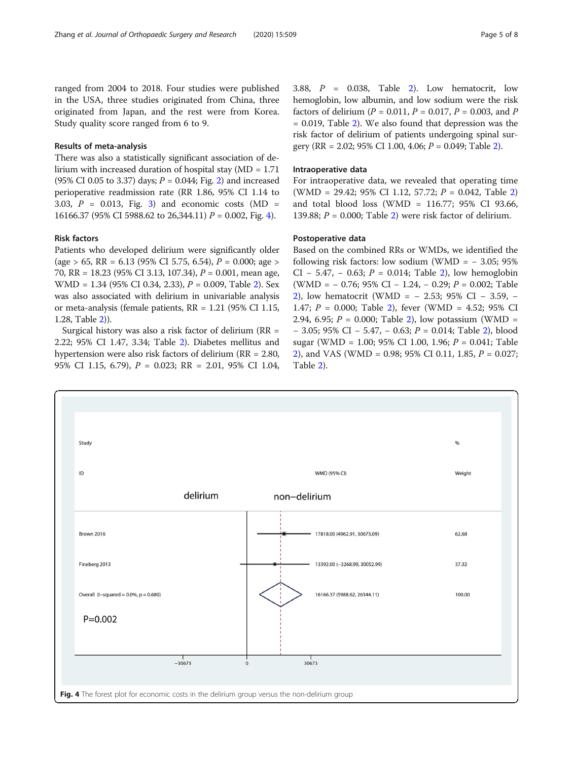ranged from 2004 to 2018. Four studies were published in the USA, three studies originated from China, three originated from Japan, and the rest were from Korea. Study quality score ranged from 6 to 9.

### Results of meta-analysis

There was also a statistically significant association of delirium with increased duration of hospital stay (MD = 1.71 (95% CI 0.05 to 3.37) days; $P = 0.044$; Fig. 2) and increased perioperative readmission rate (RR 1.86, 95% CI 1.14 to 3.03, $P = 0.013$, Fig. 3) and economic costs (MD = 16166.37 (95% CI 5988.62 to 26,344.11) $P = 0.002$, Fig. 4).

### Risk factors

Patients who developed delirium were significantly older (age > 65, RR = 6.13 (95% CI 5.75, 6.54), $P = 0.000$; age > 70, RR = 18.23 (95% CI 3.13, 107.34), $P = 0.001$, mean age, WMD = 1.34 (95% CI 0.34, 2.33), $P = 0.009$, Table 2). Sex was also associated with delirium in univariable analysis or meta-analysis (female patients, RR = 1.21 (95% CI 1.15, 1.28, Table 2)).

Surgical history was also a risk factor of delirium (RR = 2.22; 95% CI 1.47, 3.34; Table 2). Diabetes mellitus and hypertension were also risk factors of delirium (RR = 2.80, 95% CI 1.15, 6.79), $P = 0.023$; RR = 2.01, 95% CI 1.04, 3.88, $P = 0.038$, Table 2). Low hematocrit, low hemoglobin, low albumin, and low sodium were the risk factors of delirium ($P = 0.011$, $P = 0.017$, $P = 0.003$, and $P = 0.019$, Table 2). We also found that depression was the risk factor of delirium of patients undergoing spinal surgery (RR = 2.02; 95% CI 1.00, 4.06; $P = 0.049$; Table 2).

### Intraoperative data

For intraoperative data, we revealed that operating time (WMD = 29.42; 95% CI 1.12, 57.72; $P = 0.042$, Table 2) and total blood loss (WMD = 116.77; 95% CI 93.66, 139.88; $P = 0.000$; Table 2) were risk factor of delirium.

### Postoperative data

Based on the combined RRs or WMDs, we identified the following risk factors: low sodium (WMD = − 3.05; 95% CI − 5.47, − 0.63; $P = 0.014$; Table 2), low hemoglobin (WMD = − 0.76; 95% CI − 1.24, − 0.29; $P = 0.002$; Table 2), low hematocrit (WMD = − 2.53; 95% CI − 3.59, − 1.47; $P = 0.000$; Table 2), fever (WMD = 4.52; 95% CI 2.94, 6.95; $P = 0.000$; Table 2), low potassium (WMD = − 3.05; 95% CI − 5.47, − 0.63; $P = 0.014$; Table 2), blood sugar (WMD = 1.00; 95% CI 1.00, 1.96; $P = 0.041$; Table 2), and VAS (WMD = 0.98; 95% CI 0.11, 1.85, $P = 0.027$; Table 2).

| Study ID | WMD (95% CI) | % Weight |
|---|---|---|
| Brown 2016 | 17818.00 (4962.91, 30673.09) | 62.68 |
| Fineberg 2013 | 13392.00 (−3268.99, 30052.99) | 37.32 |
| Overall (I−squared = 0.0%, p = 0.680) | 16166.37 (5988.62, 26344.11) | 100.00 |

P=0.002

**Fig. 4** The forest plot for economic costs in the delirium group versus the non-delirium group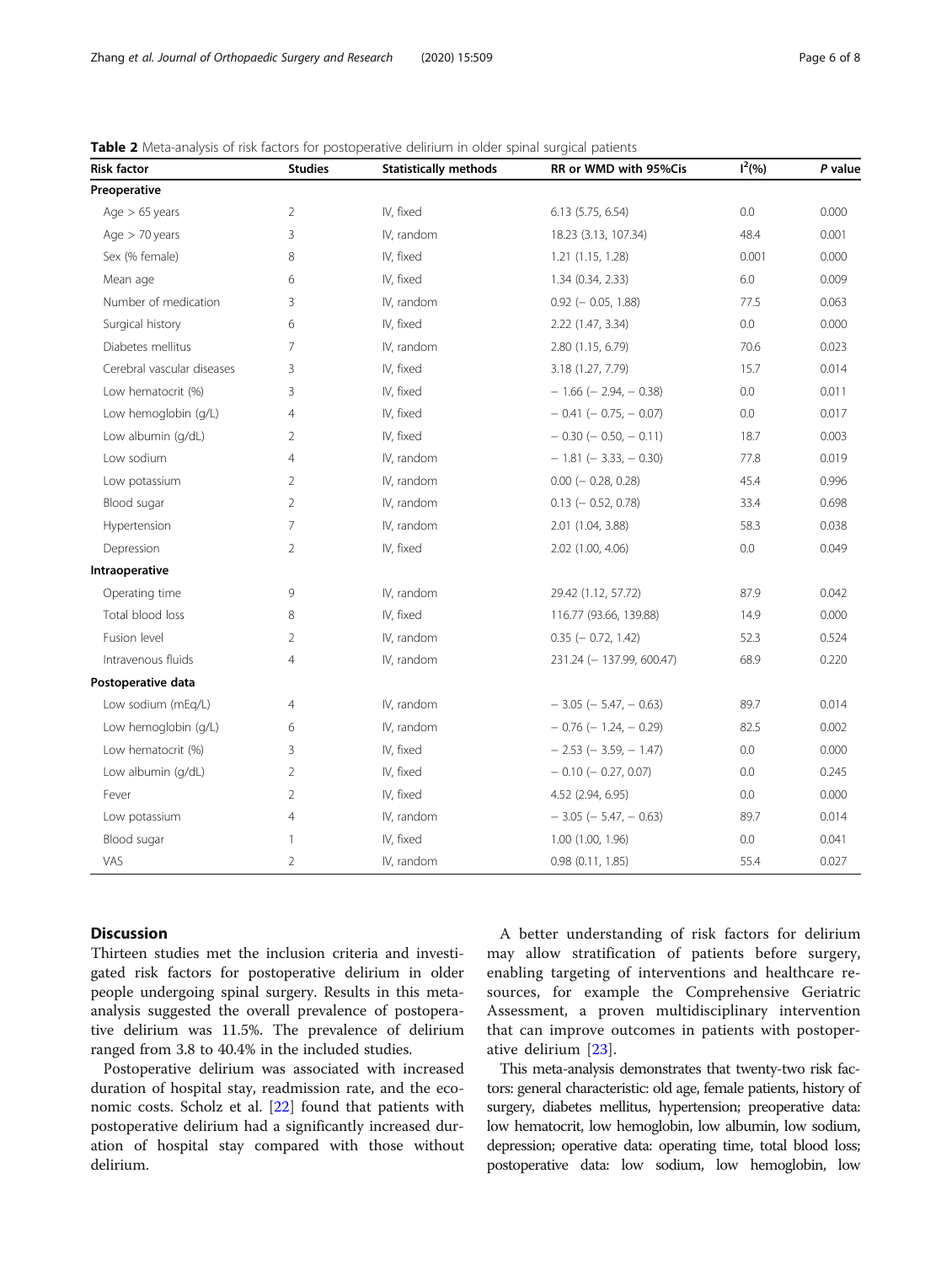**Table 2** Meta-analysis of risk factors for postoperative delirium in older spinal surgical patients

| Risk factor | Studies | Statistically methods | RR or WMD with 95%CIs | $I^2$(%) | P value |
|---|---|---|---|---|---|
| **Preoperative** | | | | | |
| Age > 65 years | 2 | IV, fixed | 6.13 (5.75, 6.54) | 0.0 | 0.000 |
| Age > 70 years | 3 | IV, random | 18.23 (3.13, 107.34) | 48.4 | 0.001 |
| Sex (% female) | 8 | IV, fixed | 1.21 (1.15, 1.28) | 0.001 | 0.000 |
| Mean age | 6 | IV, fixed | 1.34 (0.34, 2.33) | 6.0 | 0.009 |
| Number of medication | 3 | IV, random | 0.92 (− 0.05, 1.88) | 77.5 | 0.063 |
| Surgical history | 6 | IV, fixed | 2.22 (1.47, 3.34) | 0.0 | 0.000 |
| Diabetes mellitus | 7 | IV, random | 2.80 (1.15, 6.79) | 70.6 | 0.023 |
| Cerebral vascular diseases | 3 | IV, fixed | 3.18 (1.27, 7.79) | 15.7 | 0.014 |
| Low hematocrit (%) | 3 | IV, fixed | − 1.66 (− 2.94, − 0.38) | 0.0 | 0.011 |
| Low hemoglobin (g/L) | 4 | IV, fixed | − 0.41 (− 0.75, − 0.07) | 0.0 | 0.017 |
| Low albumin (g/dL) | 2 | IV, fixed | − 0.30 (− 0.50, − 0.11) | 18.7 | 0.003 |
| Low sodium | 4 | IV, random | − 1.81 (− 3.33, − 0.30) | 77.8 | 0.019 |
| Low potassium | 2 | IV, random | 0.00 (− 0.28, 0.28) | 45.4 | 0.996 |
| Blood sugar | 2 | IV, random | 0.13 (− 0.52, 0.78) | 33.4 | 0.698 |
| Hypertension | 7 | IV, random | 2.01 (1.04, 3.88) | 58.3 | 0.038 |
| Depression | 2 | IV, fixed | 2.02 (1.00, 4.06) | 0.0 | 0.049 |
| **Intraoperative** | | | | | |
| Operating time | 9 | IV, random | 29.42 (1.12, 57.72) | 87.9 | 0.042 |
| Total blood loss | 8 | IV, fixed | 116.77 (93.66, 139.88) | 14.9 | 0.000 |
| Fusion level | 2 | IV, random | 0.35 (− 0.72, 1.42) | 52.3 | 0.524 |
| Intravenous fluids | 4 | IV, random | 231.24 (− 137.99, 600.47) | 68.9 | 0.220 |
| **Postoperative data** | | | | | |
| Low sodium (mEq/L) | 4 | IV, random | − 3.05 (− 5.47, − 0.63) | 89.7 | 0.014 |
| Low hemoglobin (g/L) | 6 | IV, random | − 0.76 (− 1.24, − 0.29) | 82.5 | 0.002 |
| Low hematocrit (%) | 3 | IV, fixed | − 2.53 (− 3.59, − 1.47) | 0.0 | 0.000 |
| Low albumin (g/dL) | 2 | IV, fixed | − 0.10 (− 0.27, 0.07) | 0.0 | 0.245 |
| Fever | 2 | IV, fixed | 4.52 (2.94, 6.95) | 0.0 | 0.000 |
| Low potassium | 4 | IV, random | − 3.05 (− 5.47, − 0.63) | 89.7 | 0.014 |
| Blood sugar | 1 | IV, fixed | 1.00 (1.00, 1.96) | 0.0 | 0.041 |
| VAS | 2 | IV, random | 0.98 (0.11, 1.85) | 55.4 | 0.027 |

## Discussion

Thirteen studies met the inclusion criteria and investigated risk factors for postoperative delirium in older people undergoing spinal surgery. Results in this meta-analysis suggested the overall prevalence of postoperative delirium was 11.5%. The prevalence of delirium ranged from 3.8 to 40.4% in the included studies.

Postoperative delirium was associated with increased duration of hospital stay, readmission rate, and the economic costs. Scholz et al. [22] found that patients with postoperative delirium had a significantly increased duration of hospital stay compared with those without delirium.

A better understanding of risk factors for delirium may allow stratification of patients before surgery, enabling targeting of interventions and healthcare resources, for example the Comprehensive Geriatric Assessment, a proven multidisciplinary intervention that can improve outcomes in patients with postoperative delirium [23].

This meta-analysis demonstrates that twenty-two risk factors: general characteristic: old age, female patients, history of surgery, diabetes mellitus, hypertension; preoperative data: low hematocrit, low hemoglobin, low albumin, low sodium, depression; operative data: operating time, total blood loss; postoperative data: low sodium, low hemoglobin, low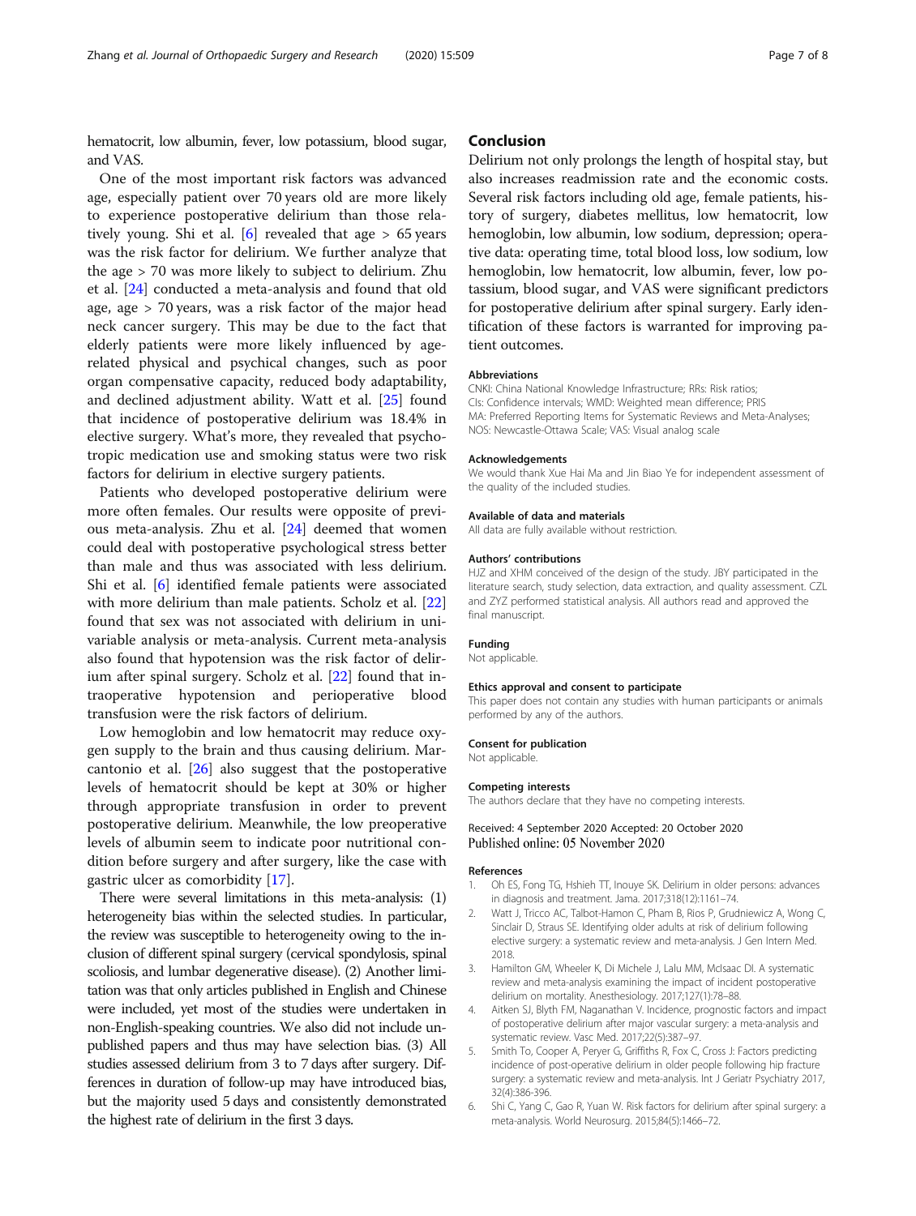hematocrit, low albumin, fever, low potassium, blood sugar, and VAS.

One of the most important risk factors was advanced age, especially patient over 70 years old are more likely to experience postoperative delirium than those relatively young. Shi et al. [6] revealed that age > 65 years was the risk factor for delirium. We further analyze that the age > 70 was more likely to subject to delirium. Zhu et al. [24] conducted a meta-analysis and found that old age, age > 70 years, was a risk factor of the major head neck cancer surgery. This may be due to the fact that elderly patients were more likely influenced by age-related physical and psychical changes, such as poor organ compensative capacity, reduced body adaptability, and declined adjustment ability. Watt et al. [25] found that incidence of postoperative delirium was 18.4% in elective surgery. What's more, they revealed that psychotropic medication use and smoking status were two risk factors for delirium in elective surgery patients.

Patients who developed postoperative delirium were more often females. Our results were opposite of previous meta-analysis. Zhu et al. [24] deemed that women could deal with postoperative psychological stress better than male and thus was associated with less delirium. Shi et al. [6] identified female patients were associated with more delirium than male patients. Scholz et al. [22] found that sex was not associated with delirium in univariable analysis or meta-analysis. Current meta-analysis also found that hypotension was the risk factor of delirium after spinal surgery. Scholz et al. [22] found that intraoperative hypotension and perioperative blood transfusion were the risk factors of delirium.

Low hemoglobin and low hematocrit may reduce oxygen supply to the brain and thus causing delirium. Marcantonio et al. [26] also suggest that the postoperative levels of hematocrit should be kept at 30% or higher through appropriate transfusion in order to prevent postoperative delirium. Meanwhile, the low preoperative levels of albumin seem to indicate poor nutritional condition before surgery and after surgery, like the case with gastric ulcer as comorbidity [17].

There were several limitations in this meta-analysis: (1) heterogeneity bias within the selected studies. In particular, the review was susceptible to heterogeneity owing to the inclusion of different spinal surgery (cervical spondylosis, spinal scoliosis, and lumbar degenerative disease). (2) Another limitation was that only articles published in English and Chinese were included, yet most of the studies were undertaken in non-English-speaking countries. We also did not include unpublished papers and thus may have selection bias. (3) All studies assessed delirium from 3 to 7 days after surgery. Differences in duration of follow-up may have introduced bias, but the majority used 5 days and consistently demonstrated the highest rate of delirium in the first 3 days.

## Conclusion

Delirium not only prolongs the length of hospital stay, but also increases readmission rate and the economic costs. Several risk factors including old age, female patients, history of surgery, diabetes mellitus, low hematocrit, low hemoglobin, low albumin, low sodium, depression; operative data: operating time, total blood loss, low sodium, low hemoglobin, low hematocrit, low albumin, fever, low potassium, blood sugar, and VAS were significant predictors for postoperative delirium after spinal surgery. Early identification of these factors is warranted for improving patient outcomes.

### Abbreviations

CNKI: China National Knowledge Infrastructure; RRs: Risk ratios; CIs: Confidence intervals; WMD: Weighted mean difference; PRISMA: Preferred Reporting Items for Systematic Reviews and Meta-Analyses; NOS: Newcastle-Ottawa Scale; VAS: Visual analog scale

### Acknowledgements

We would thank Xue Hai Ma and Jin Biao Ye for independent assessment of the quality of the included studies.

### Available of data and materials

All data are fully available without restriction.

### Authors' contributions

HJZ and XHM conceived of the design of the study. JBY participated in the literature search, study selection, data extraction, and quality assessment. CZL and ZYZ performed statistical analysis. All authors read and approved the final manuscript.

### Funding

Not applicable.

### Ethics approval and consent to participate

This paper does not contain any studies with human participants or animals performed by any of the authors.

### Consent for publication

Not applicable.

### Competing interests

The authors declare that they have no competing interests.

Received: 4 September 2020 Accepted: 20 October 2020
Published online: 05 November 2020

### References

1. Oh ES, Fong TG, Hshieh TT, Inouye SK. Delirium in older persons: advances in diagnosis and treatment. Jama. 2017;318(12):1161–74.
2. Watt J, Tricco AC, Talbot-Hamon C, Pham B, Rios P, Grudniewicz A, Wong C, Sinclair D, Straus SE. Identifying older adults at risk of delirium following elective surgery: a systematic review and meta-analysis. J Gen Intern Med. 2018.
3. Hamilton GM, Wheeler K, Di Michele J, Lalu MM, McIsaac DI. A systematic review and meta-analysis examining the impact of incident postoperative delirium on mortality. Anesthesiology. 2017;127(1):78–88.
4. Aitken SJ, Blyth FM, Naganathan V. Incidence, prognostic factors and impact of postoperative delirium after major vascular surgery: a meta-analysis and systematic review. Vasc Med. 2017;22(5):387–97.
5. Smith To, Cooper A, Peryer G, Griffiths R, Fox C, Cross J: Factors predicting incidence of post-operative delirium in older people following hip fracture surgery: a systematic review and meta-analysis. Int J Geriatr Psychiatry 2017, 32(4):386-396.
6. Shi C, Yang C, Gao R, Yuan W. Risk factors for delirium after spinal surgery: a meta-analysis. World Neurosurg. 2015;84(5):1466–72.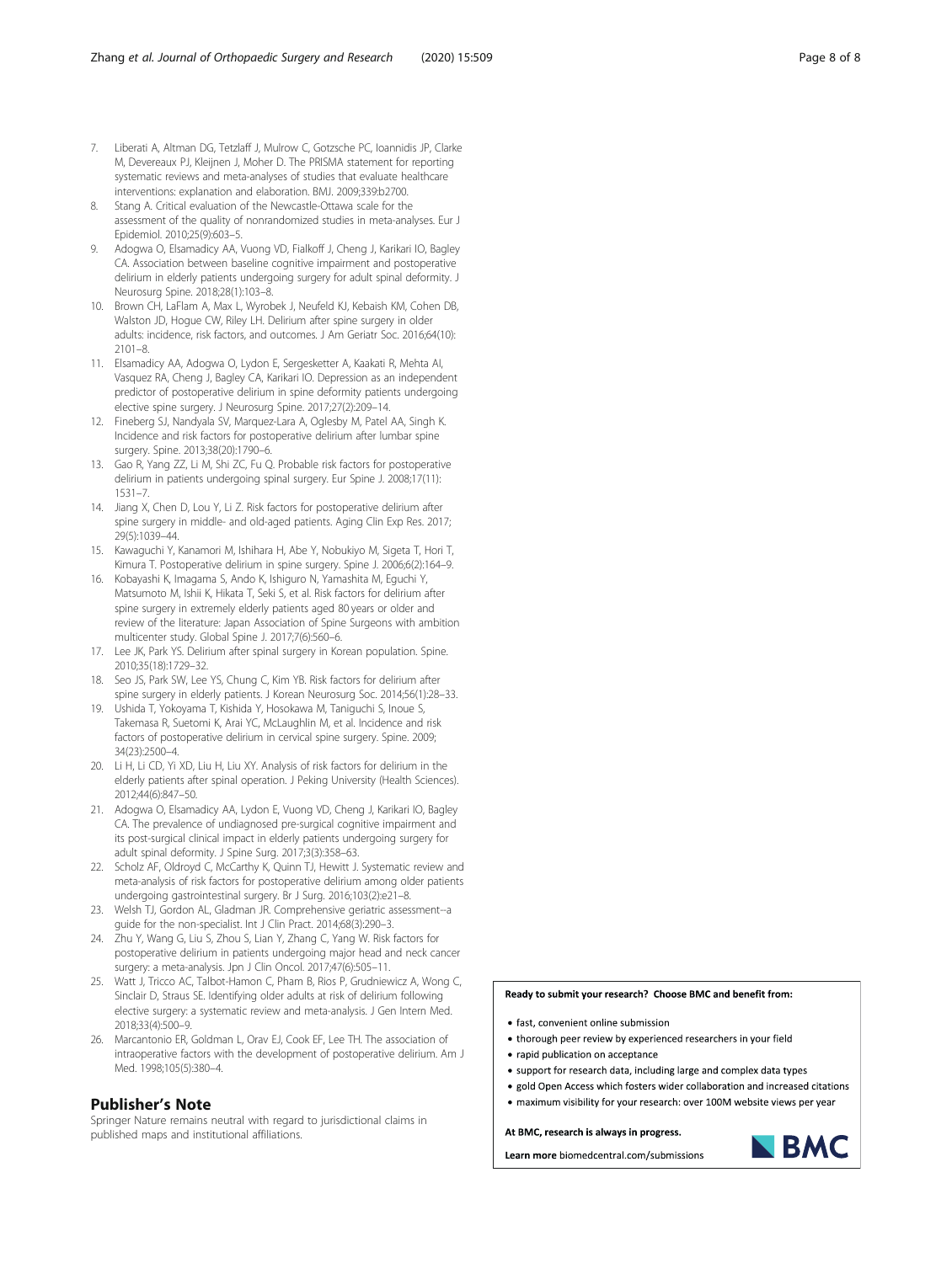7. Liberati A, Altman DG, Tetzlaff J, Mulrow C, Gotzsche PC, Ioannidis JP, Clarke M, Devereaux PJ, Kleijnen J, Moher D. The PRISMA statement for reporting systematic reviews and meta-analyses of studies that evaluate healthcare interventions: explanation and elaboration. BMJ. 2009;339:b2700.
8. Stang A. Critical evaluation of the Newcastle-Ottawa scale for the assessment of the quality of nonrandomized studies in meta-analyses. Eur J Epidemiol. 2010;25(9):603–5.
9. Adogwa O, Elsamadicy AA, Vuong VD, Fialkoff J, Cheng J, Karikari IO, Bagley CA. Association between baseline cognitive impairment and postoperative delirium in elderly patients undergoing surgery for adult spinal deformity. J Neurosurg Spine. 2018;28(1):103–8.
10. Brown CH, LaFlam A, Max L, Wyrobek J, Neufeld KJ, Kebaish KM, Cohen DB, Walston JD, Hogue CW, Riley LH. Delirium after spine surgery in older adults: incidence, risk factors, and outcomes. J Am Geriatr Soc. 2016;64(10):2101–8.
11. Elsamadicy AA, Adogwa O, Lydon E, Sergesketter A, Kaakati R, Mehta AI, Vasquez RA, Cheng J, Bagley CA, Karikari IO. Depression as an independent predictor of postoperative delirium in spine deformity patients undergoing elective spine surgery. J Neurosurg Spine. 2017;27(2):209–14.
12. Fineberg SJ, Nandyala SV, Marquez-Lara A, Oglesby M, Patel AA, Singh K. Incidence and risk factors for postoperative delirium after lumbar spine surgery. Spine. 2013;38(20):1790–6.
13. Gao R, Yang ZZ, Li M, Shi ZC, Fu Q. Probable risk factors for postoperative delirium in patients undergoing spinal surgery. Eur Spine J. 2008;17(11):1531–7.
14. Jiang X, Chen D, Lou Y, Li Z. Risk factors for postoperative delirium after spine surgery in middle- and old-aged patients. Aging Clin Exp Res. 2017;29(5):1039–44.
15. Kawaguchi Y, Kanamori M, Ishihara H, Abe Y, Nobukiyo M, Sigeta T, Hori T, Kimura T. Postoperative delirium in spine surgery. Spine J. 2006;6(2):164–9.
16. Kobayashi K, Imagama S, Ando K, Ishiguro N, Yamashita M, Eguchi Y, Matsumoto M, Ishii K, Hikata T, Seki S, et al. Risk factors for delirium after spine surgery in extremely elderly patients aged 80 years or older and review of the literature: Japan Association of Spine Surgeons with ambition multicenter study. Global Spine J. 2017;7(6):560–6.
17. Lee JK, Park YS. Delirium after spinal surgery in Korean population. Spine. 2010;35(18):1729–32.
18. Seo JS, Park SW, Lee YS, Chung C, Kim YB. Risk factors for delirium after spine surgery in elderly patients. J Korean Neurosurg Soc. 2014;56(1):28–33.
19. Ushida T, Yokoyama T, Kishida Y, Hosokawa M, Taniguchi S, Inoue S, Takemasa R, Suetomi K, Arai YC, McLaughlin M, et al. Incidence and risk factors of postoperative delirium in cervical spine surgery. Spine. 2009;34(23):2500–4.
20. Li H, Li CD, Yi XD, Liu H, Liu XY. Analysis of risk factors for delirium in the elderly patients after spinal operation. J Peking University (Health Sciences). 2012;44(6):847–50.
21. Adogwa O, Elsamadicy AA, Lydon E, Vuong VD, Cheng J, Karikari IO, Bagley CA. The prevalence of undiagnosed pre-surgical cognitive impairment and its post-surgical clinical impact in elderly patients undergoing surgery for adult spinal deformity. J Spine Surg. 2017;3(3):358–63.
22. Scholz AF, Oldroyd C, McCarthy K, Quinn TJ, Hewitt J. Systematic review and meta-analysis of risk factors for postoperative delirium among older patients undergoing gastrointestinal surgery. Br J Surg. 2016;103(2):e21–8.
23. Welsh TJ, Gordon AL, Gladman JR. Comprehensive geriatric assessment--a guide for the non-specialist. Int J Clin Pract. 2014;68(3):290–3.
24. Zhu Y, Wang G, Liu S, Zhou S, Lian Y, Zhang C, Yang W. Risk factors for postoperative delirium in patients undergoing major head and neck cancer surgery: a meta-analysis. Jpn J Clin Oncol. 2017;47(6):505–11.
25. Watt J, Tricco AC, Talbot-Hamon C, Pham B, Rios P, Grudniewicz A, Wong C, Sinclair D, Straus SE. Identifying older adults at risk of delirium following elective surgery: a systematic review and meta-analysis. J Gen Intern Med. 2018;33(4):500–9.
26. Marcantonio ER, Goldman L, Orav EJ, Cook EF, Lee TH. The association of intraoperative factors with the development of postoperative delirium. Am J Med. 1998;105(5):380–4.

## Publisher's Note

Springer Nature remains neutral with regard to jurisdictional claims in published maps and institutional affiliations.

**Ready to submit your research? Choose BMC and benefit from:**

- fast, convenient online submission
- thorough peer review by experienced researchers in your field
- rapid publication on acceptance
- support for research data, including large and complex data types
- gold Open Access which fosters wider collaboration and increased citations
- maximum visibility for your research: over 100M website views per year

**At BMC, research is always in progress.**

**Learn more** biomedcentral.com/submissions

BMC